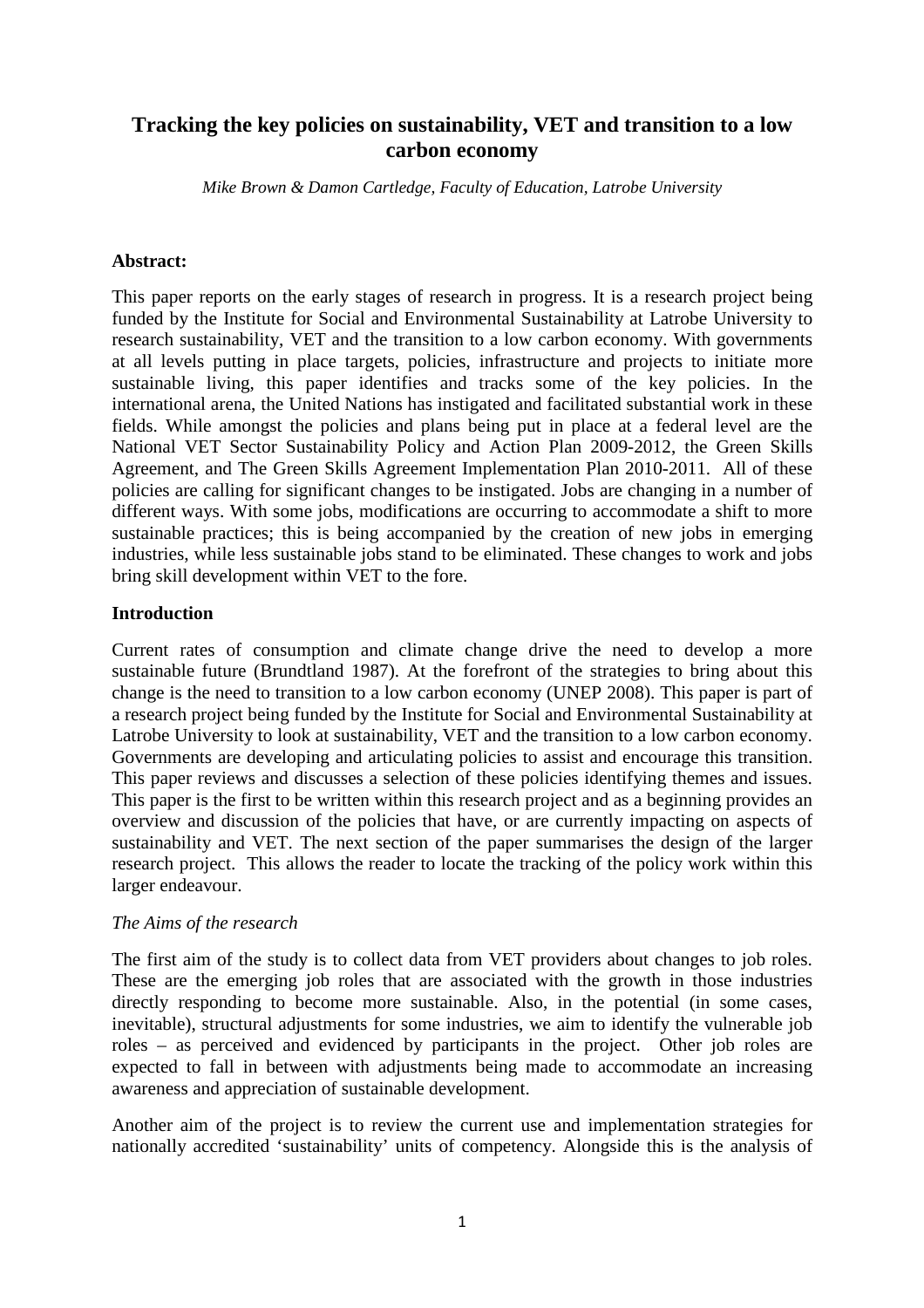# Tracking the key policies on sustainability, VET and transition to a low carbon economy

*Mike Brown & Damon Cartledge, Faculty of Education, Latrobe University*

**Abstract:**

This paper reports on the early stages of research in progress. It is a research project being funded by the Institute for Social and Environmental Sustainability at Latrobe University to research sustainability, VET and the transition to a low carbon economy. With governments at all levels putting in place targets, policies, infrastructure and projects to initiate more sustainable living, this paper identifies and tracks some of the key policies. In the international arena, the United Nations has instigated and facilitated substantial work in these fields. While amongst the policies and plans being put in place at a federal level are the National VET Sector Sustainability Policy and Action Plan 2009-2012, the Green Skills Agreement, and The Green Skills Agreement Implementation Plan 2010-2011. All of these policies are calling for significant changes to be instigated. Jobs are changing in a number of different ways. With some jobs, modifications are occurring to accommodate a shift to more sustainable practices; this is being accompanied by the creation of new jobs in emerging industries, while less sustainable jobs stand to be eliminated. These changes to work and jobs bring skill development within VET to the fore.

**Introduction**

Current rates of consumption and climate change drive the need to develop a more sustainable future (Brundtland 1987). At the forefront of the strategies to bring about this change is the need to transition to a low carbon economy (UNEP 2008). This paper is part of a research project being funded by the Institute for Social and Environmental Sustainability at Latrobe University to look at sustainability, VET and the transition to a low carbon economy. Governments are developing and articulating policies to assist and encourage this transition. This paper reviews and discusses a selection of these policies identifying themes and issues. This paper is the first to be written within this research project and as a beginning provides an overview and discussion of the policies that have, or are currently impacting on aspects of sustainability and VET. The next section of the paper summarises the design of the larger research project. This allows the reader to locate the tracking of the policy work within this larger endeavour.

*The Aims of the research*

The first aim of the study is to collect data from VET providers about changes to job roles. These are the emerging job roles that are associated with the growth in those industries directly responding to become more sustainable. Also, in the potential (in some cases, inevitable), structural adjustments for some industries, we aim to identify the vulnerable job roles – as perceived and evidenced by participants in the project. Other job roles are expected to fall in between with adjustments being made to accommodate an increasing awareness and appreciation of sustainable development.

Another aim of the project is to review the current use and implementation strategies for nationally accredited 'sustainability' units of competency. Alongside this is the analysis of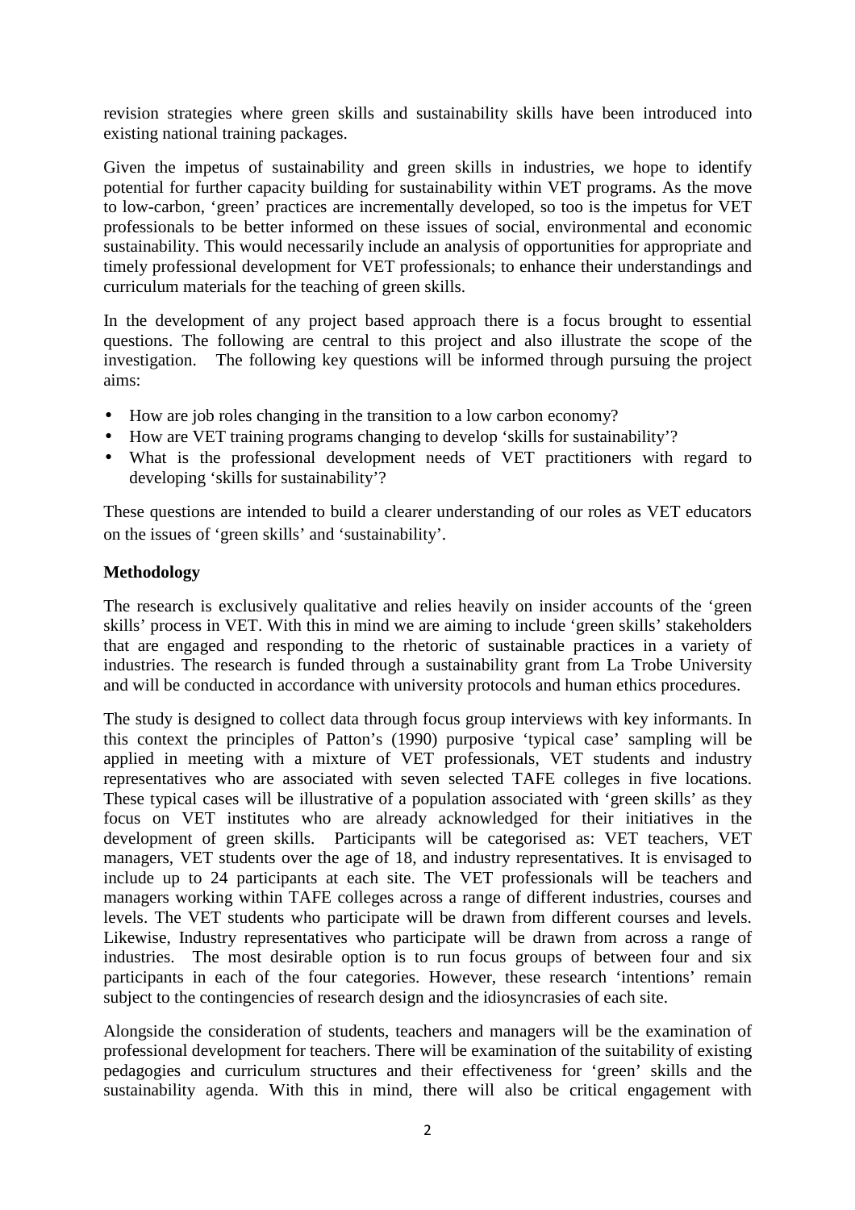revision strategies where green skills and sustainability skills have been introduced into existing national training packages.

Given the impetus of sustainability and green skills in industries, we hope to identify potential for further capacity building for sustainability within VET programs. As the move to low-carbon, 'green' practices are incrementally developed, so too is the impetus for VET professionals to be better informed on these issues of social, environmental and economic sustainability. This would necessarily include an analysis of opportunities for appropriate and timely professional development for VET professionals; to enhance their understandings and curriculum materials for the teaching of green skills.

In the development of any project based approach there is a focus brought to essential questions. The following are central to this project and also illustrate the scope of the investigation. The following key questions will be informed through pursuing the project aims:

- How are job roles changing in the transition to a low carbon economy?
- How are VET training programs changing to develop 'skills for sustainability'?
- What is the professional development needs of VET practitioners with regard to developing 'skills for sustainability'?

These questions are intended to build a clearer understanding of our roles as VET educators on the issues of 'green skills' and 'sustainability'.

**Methodology**

The research is exclusively qualitative and relies heavily on insider accounts of the 'green skills' process in VET. With this in mind we are aiming to include 'green skills' stakeholders that are engaged and responding to the rhetoric of sustainable practices in a variety of industries. The research is funded through a sustainability grant from La Trobe University and will be conducted in accordance with university protocols and human ethics procedures.

The study is designed to collect data through focus group interviews with key informants. In this context the principles of Patton's (1990) purposive 'typical case' sampling will be applied in meeting with a mixture of VET professionals, VET students and industry representatives who are associated with seven selected TAFE colleges in five locations. These typical cases will be illustrative of a population associated with 'green skills' as they focus on VET institutes who are already acknowledged for their initiatives in the development of green skills. Participants will be categorised as: VET teachers, VET managers, VET students over the age of 18, and industry representatives. It is envisaged to include up to 24 participants at each site. The VET professionals will be teachers and managers working within TAFE colleges across a range of different industries, courses and levels. The VET students who participate will be drawn from different courses and levels. Likewise, Industry representatives who participate will be drawn from across a range of industries. The most desirable option is to run focus groups of between four and six participants in each of the four categories. However, these research 'intentions' remain subject to the contingencies of research design and the idiosyncrasies of each site.

Alongside the consideration of students, teachers and managers will be the examination of professional development for teachers. There will be examination of the suitability of existing pedagogies and curriculum structures and their effectiveness for 'green' skills and the sustainability agenda. With this in mind, there will also be critical engagement with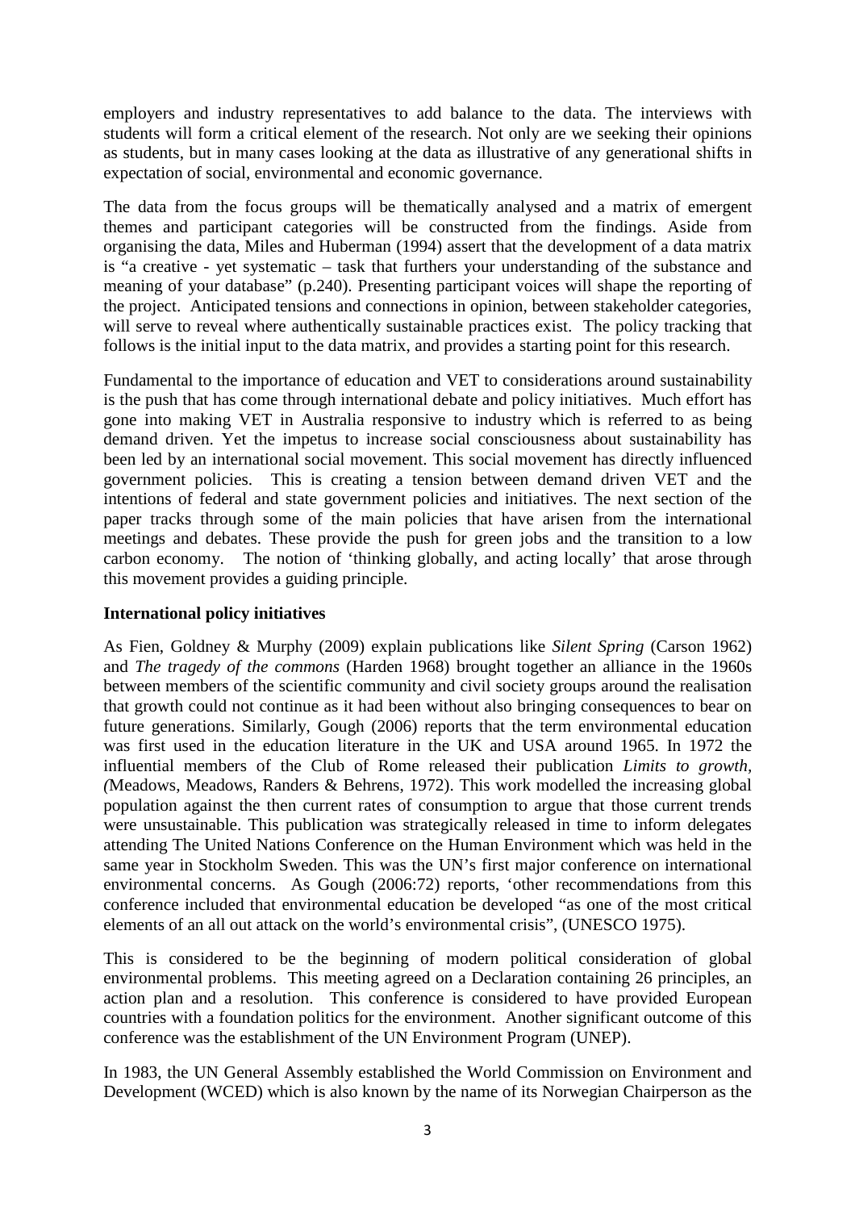employers and industry representatives to add balance to the data. The interviews with students will form a critical element of the research. Not only are we seeking their opinions as students, but in many cases looking at the data as illustrative of any generational shifts in expectation of social, environmental and economic governance.

The data from the focus groups will be thematically analysed and a matrix of emergent themes and participant categories will be constructed from the findings. Aside from organising the data, Miles and Huberman (1994) assert that the development of a data matrix is "a creative - yet systematic – task that furthers your understanding of the substance and meaning of your database" (p.240). Presenting participant voices will shape the reporting of the project. Anticipated tensions and connections in opinion, between stakeholder categories, will serve to reveal where authentically sustainable practices exist. The policy tracking that follows is the initial input to the data matrix, and provides a starting point for this research.

Fundamental to the importance of education and VET to considerations around sustainability is the push that has come through international debate and policy initiatives. Much effort has gone into making VET in Australia responsive to industry which is referred to as being demand driven. Yet the impetus to increase social consciousness about sustainability has been led by an international social movement. This social movement has directly influenced government policies. This is creating a tension between demand driven VET and the intentions of federal and state government policies and initiatives. The next section of the paper tracks through some of the main policies that have arisen from the international meetings and debates. These provide the push for green jobs and the transition to a low carbon economy. The notion of 'thinking globally, and acting locally' that arose through this movement provides a guiding principle.

## International policy initiatives

As Fien, Goldney & Murphy (2009) explain publications like *Silent Spring* (Carson 1962) and *The tragedy of the commons* (Harden 1968) brought together an alliance in the 1960s between members of the scientific community and civil society groups around the realisation that growth could not continue as it had been without also bringing consequences to bear on future generations. Similarly, Gough (2006) reports that the term environmental education was first used in the education literature in the UK and USA around 1965. In 1972 the influential members of the Club of Rome released their publication *Limits to growth, (*Meadows, Meadows, Randers & Behrens, 1972). This work modelled the increasing global population against the then current rates of consumption to argue that those current trends were unsustainable. This publication was strategically released in time to inform delegates attending The United Nations Conference on the Human Environment which was held in the same year in Stockholm Sweden. This was the UN's first major conference on international environmental concerns. As Gough (2006:72) reports, 'other recommendations from this conference included that environmental education be developed "as one of the most critical elements of an all out attack on the world's environmental crisis", (UNESCO 1975).

This is considered to be the beginning of modern political consideration of global environmental problems. This meeting agreed on a Declaration containing 26 principles, an action plan and a resolution. This conference is considered to have provided European countries with a foundation politics for the environment. Another significant outcome of this conference was the establishment of the UN Environment Program (UNEP).

In 1983, the UN General Assembly established the World Commission on Environment and Development (WCED) which is also known by the name of its Norwegian Chairperson as the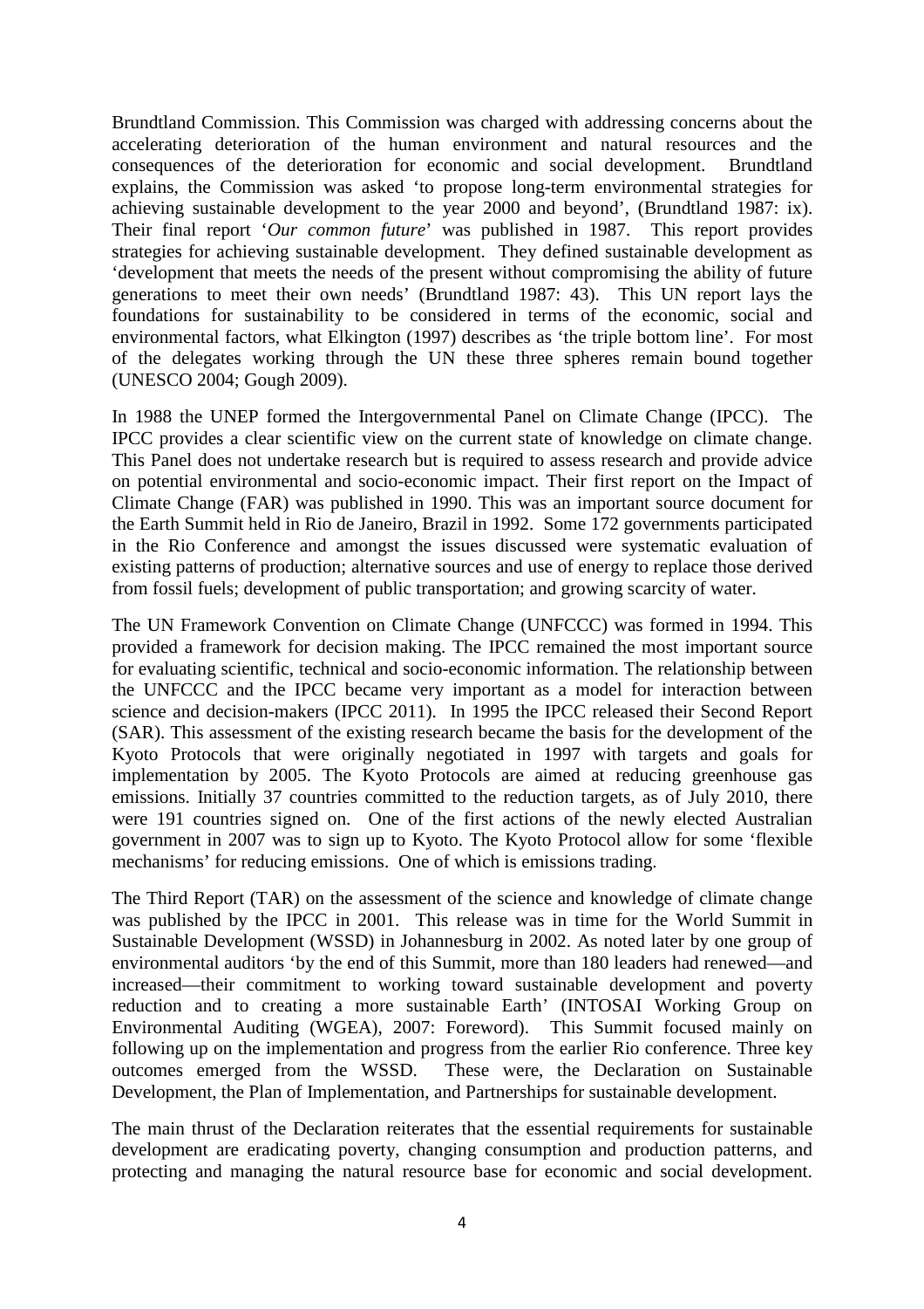Brundtland Commission. This Commission was charged with addressing concerns about the accelerating deterioration of the human environment and natural resources and the consequences of the deterioration for economic and social development. Brundtland explains, the Commission was asked 'to propose long-term environmental strategies for achieving sustainable development to the year 2000 and beyond', (Brundtland 1987: ix). Their final report '*Our common future*' was published in 1987. This report provides strategies for achieving sustainable development. They defined sustainable development as 'development that meets the needs of the present without compromising the ability of future generations to meet their own needs' (Brundtland 1987: 43). This UN report lays the foundations for sustainability to be considered in terms of the economic, social and environmental factors, what Elkington (1997) describes as 'the triple bottom line'. For most of the delegates working through the UN these three spheres remain bound together (UNESCO 2004; Gough 2009).

In 1988 the UNEP formed the Intergovernmental Panel on Climate Change (IPCC). The IPCC provides a clear scientific view on the current state of knowledge on climate change. This Panel does not undertake research but is required to assess research and provide advice on potential environmental and socio-economic impact. Their first report on the Impact of Climate Change (FAR) was published in 1990. This was an important source document for the Earth Summit held in Rio de Janeiro, Brazil in 1992. Some 172 governments participated in the Rio Conference and amongst the issues discussed were systematic evaluation of existing patterns of production; alternative sources and use of energy to replace those derived from fossil fuels; development of public transportation; and growing scarcity of water.

The UN Framework Convention on Climate Change (UNFCCC) was formed in 1994. This provided a framework for decision making. The IPCC remained the most important source for evaluating scientific, technical and socio-economic information. The relationship between the UNFCCC and the IPCC became very important as a model for interaction between science and decision-makers (IPCC 2011). In 1995 the IPCC released their Second Report (SAR). This assessment of the existing research became the basis for the development of the Kyoto Protocols that were originally negotiated in 1997 with targets and goals for implementation by 2005. The Kyoto Protocols are aimed at reducing greenhouse gas emissions. Initially 37 countries committed to the reduction targets, as of July 2010, there were 191 countries signed on. One of the first actions of the newly elected Australian government in 2007 was to sign up to Kyoto. The Kyoto Protocol allow for some 'flexible mechanisms' for reducing emissions. One of which is emissions trading.

The Third Report (TAR) on the assessment of the science and knowledge of climate change was published by the IPCC in 2001. This release was in time for the World Summit in Sustainable Development (WSSD) in Johannesburg in 2002. As noted later by one group of environmental auditors 'by the end of this Summit, more than 180 leaders had renewed—and increased—their commitment to working toward sustainable development and poverty reduction and to creating a more sustainable Earth' (INTOSAI Working Group on Environmental Auditing (WGEA), 2007: Foreword). This Summit focused mainly on following up on the implementation and progress from the earlier Rio conference. Three key outcomes emerged from the WSSD. These were, the Declaration on Sustainable Development, the Plan of Implementation, and Partnerships for sustainable development.

The main thrust of the Declaration reiterates that the essential requirements for sustainable development are eradicating poverty, changing consumption and production patterns, and protecting and managing the natural resource base for economic and social development.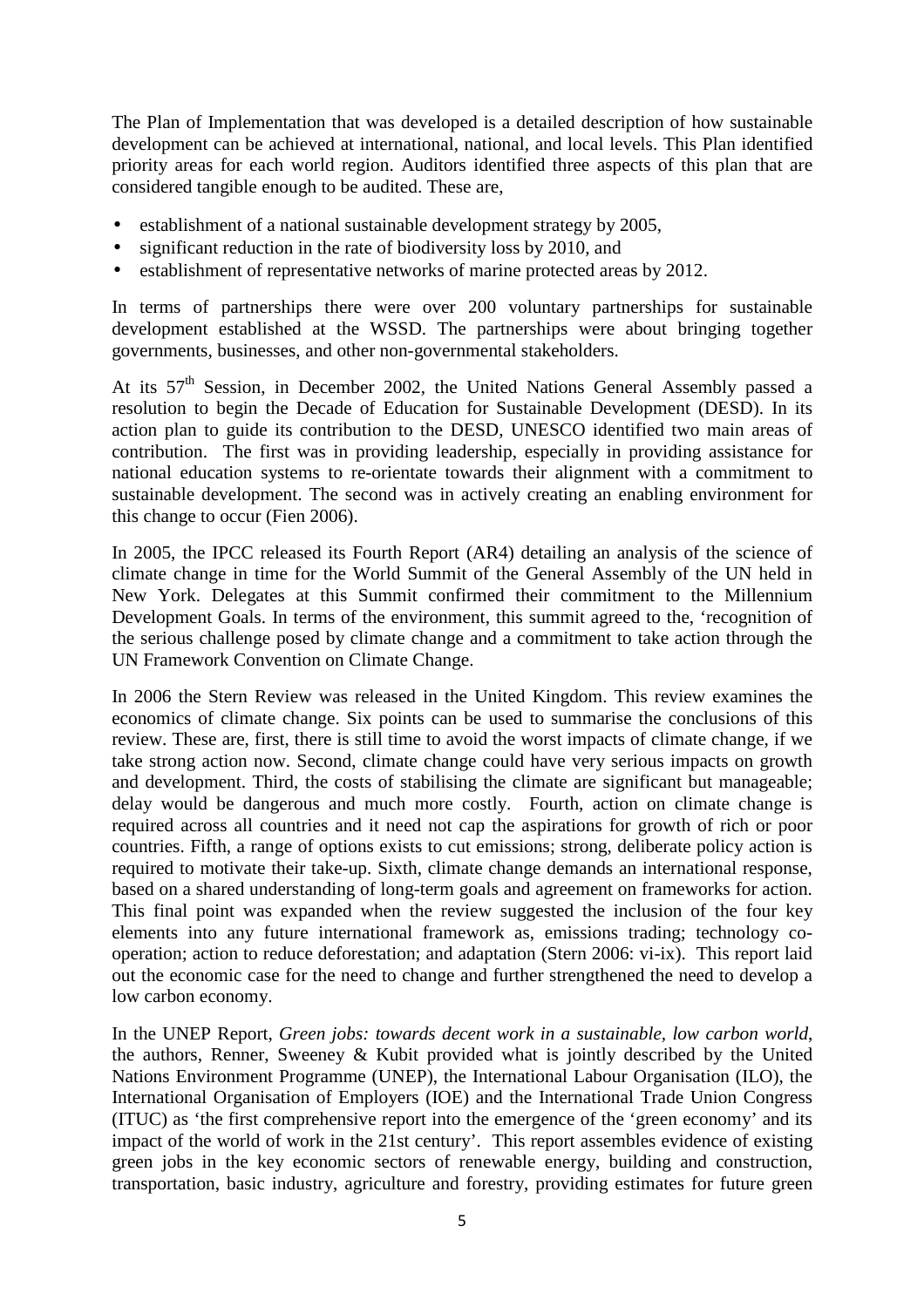The Plan of Implementation that was developed is a detailed description of how sustainable development can be achieved at international, national, and local levels. This Plan identified priority areas for each world region. Auditors identified three aspects of this plan that are considered tangible enough to be audited. These are,

- establishment of a national sustainable development strategy by 2005,
- significant reduction in the rate of biodiversity loss by 2010, and
- establishment of representative networks of marine protected areas by 2012.

In terms of partnerships there were over 200 voluntary partnerships for sustainable development established at the WSSD. The partnerships were about bringing together governments, businesses, and other non-governmental stakeholders.

At its 57th Session, in December 2002, the United Nations General Assembly passed a resolution to begin the Decade of Education for Sustainable Development (DESD). In its action plan to guide its contribution to the DESD, UNESCO identified two main areas of contribution. The first was in providing leadership, especially in providing assistance for national education systems to re-orientate towards their alignment with a commitment to sustainable development. The second was in actively creating an enabling environment for this change to occur (Fien 2006).

In 2005, the IPCC released its Fourth Report (AR4) detailing an analysis of the science of climate change in time for the World Summit of the General Assembly of the UN held in New York. Delegates at this Summit confirmed their commitment to the Millennium Development Goals. In terms of the environment, this summit agreed to the, 'recognition of the serious challenge posed by climate change and a commitment to take action through the UN Framework Convention on Climate Change.

In 2006 the Stern Review was released in the United Kingdom. This review examines the economics of climate change. Six points can be used to summarise the conclusions of this review. These are, first, there is still time to avoid the worst impacts of climate change, if we take strong action now. Second, climate change could have very serious impacts on growth and development. Third, the costs of stabilising the climate are significant but manageable; delay would be dangerous and much more costly. Fourth, action on climate change is required across all countries and it need not cap the aspirations for growth of rich or poor countries. Fifth, a range of options exists to cut emissions; strong, deliberate policy action is required to motivate their take-up. Sixth, climate change demands an international response, based on a shared understanding of long-term goals and agreement on frameworks for action. This final point was expanded when the review suggested the inclusion of the four key elements into any future international framework as, emissions trading; technology co-operation; action to reduce deforestation; and adaptation (Stern 2006: vi-ix). This report laid out the economic case for the need to change and further strengthened the need to develop a low carbon economy.

In the UNEP Report, *Green jobs: towards decent work in a sustainable, low carbon world*, the authors, Renner, Sweeney & Kubit provided what is jointly described by the United Nations Environment Programme (UNEP), the International Labour Organisation (ILO), the International Organisation of Employers (IOE) and the International Trade Union Congress (ITUC) as 'the first comprehensive report into the emergence of the 'green economy' and its impact of the world of work in the 21st century'. This report assembles evidence of existing green jobs in the key economic sectors of renewable energy, building and construction, transportation, basic industry, agriculture and forestry, providing estimates for future green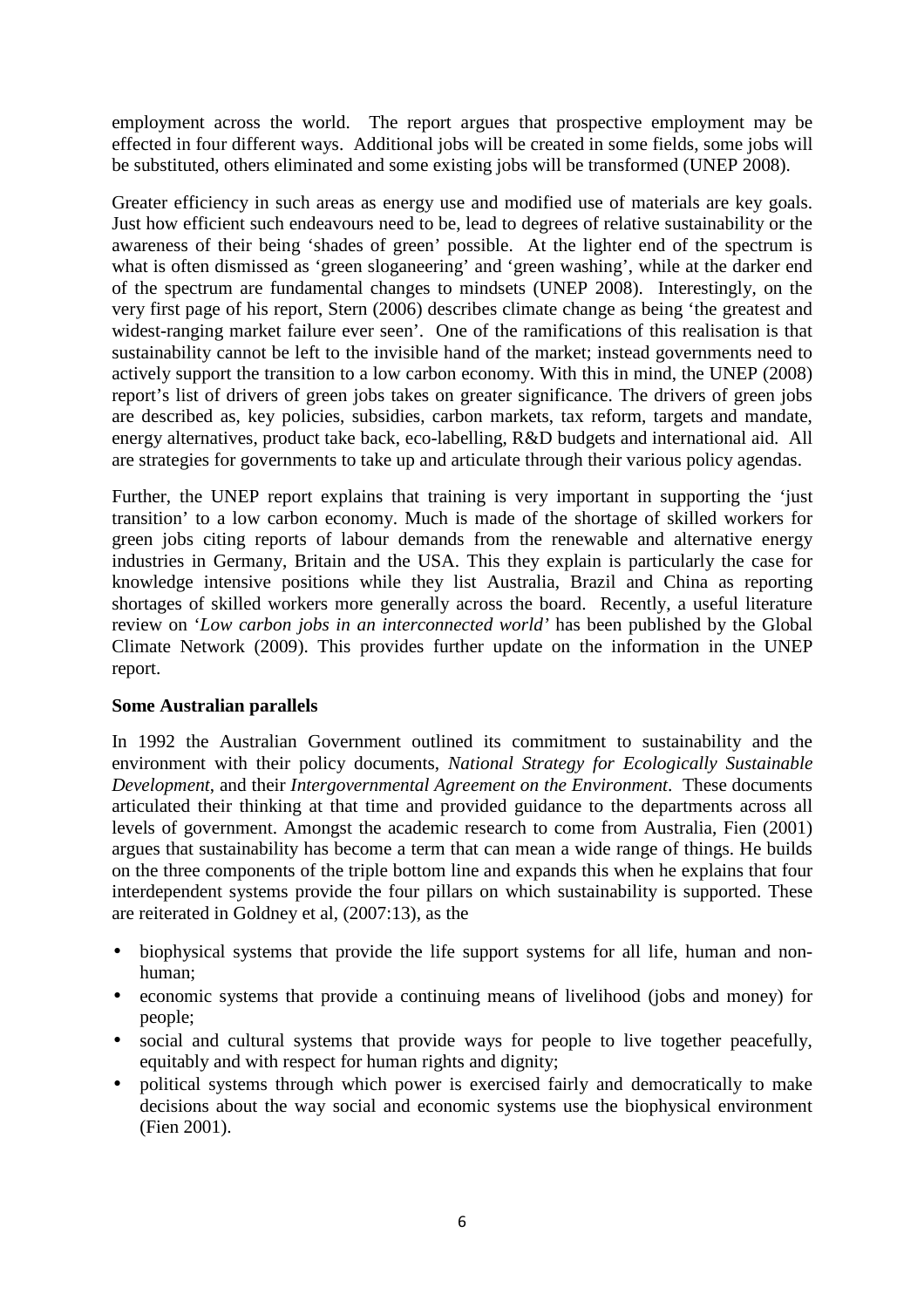employment across the world. The report argues that prospective employment may be effected in four different ways. Additional jobs will be created in some fields, some jobs will be substituted, others eliminated and some existing jobs will be transformed (UNEP 2008).

Greater efficiency in such areas as energy use and modified use of materials are key goals. Just how efficient such endeavours need to be, lead to degrees of relative sustainability or the awareness of their being 'shades of green' possible. At the lighter end of the spectrum is what is often dismissed as 'green sloganeering' and 'green washing', while at the darker end of the spectrum are fundamental changes to mindsets (UNEP 2008). Interestingly, on the very first page of his report, Stern (2006) describes climate change as being 'the greatest and widest-ranging market failure ever seen'. One of the ramifications of this realisation is that sustainability cannot be left to the invisible hand of the market; instead governments need to actively support the transition to a low carbon economy. With this in mind, the UNEP (2008) report's list of drivers of green jobs takes on greater significance. The drivers of green jobs are described as, key policies, subsidies, carbon markets, tax reform, targets and mandate, energy alternatives, product take back, eco-labelling, R&D budgets and international aid. All are strategies for governments to take up and articulate through their various policy agendas.

Further, the UNEP report explains that training is very important in supporting the 'just transition' to a low carbon economy. Much is made of the shortage of skilled workers for green jobs citing reports of labour demands from the renewable and alternative energy industries in Germany, Britain and the USA. This they explain is particularly the case for knowledge intensive positions while they list Australia, Brazil and China as reporting shortages of skilled workers more generally across the board. Recently, a useful literature review on '*Low carbon jobs in an interconnected world'* has been published by the Global Climate Network (2009). This provides further update on the information in the UNEP report.

**Some Australian parallels**

In 1992 the Australian Government outlined its commitment to sustainability and the environment with their policy documents, *National Strategy for Ecologically Sustainable Development*, and their *Intergovernmental Agreement on the Environment*. These documents articulated their thinking at that time and provided guidance to the departments across all levels of government. Amongst the academic research to come from Australia, Fien (2001) argues that sustainability has become a term that can mean a wide range of things. He builds on the three components of the triple bottom line and expands this when he explains that four interdependent systems provide the four pillars on which sustainability is supported. These are reiterated in Goldney et al, (2007:13), as the

- biophysical systems that provide the life support systems for all life, human and non-human;
- economic systems that provide a continuing means of livelihood (jobs and money) for people;
- social and cultural systems that provide ways for people to live together peacefully, equitably and with respect for human rights and dignity;
- political systems through which power is exercised fairly and democratically to make decisions about the way social and economic systems use the biophysical environment (Fien 2001).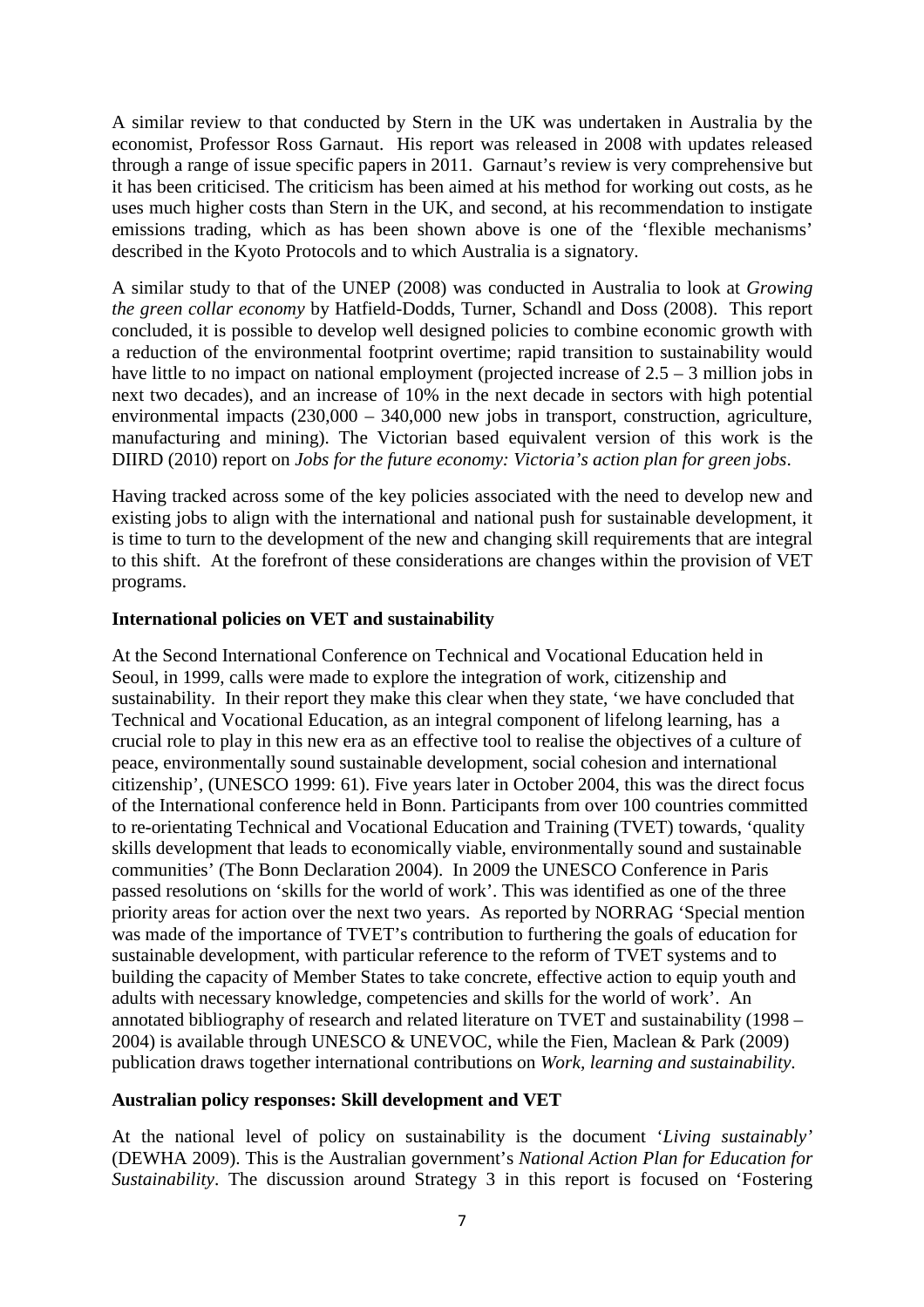A similar review to that conducted by Stern in the UK was undertaken in Australia by the economist, Professor Ross Garnaut. His report was released in 2008 with updates released through a range of issue specific papers in 2011. Garnaut's review is very comprehensive but it has been criticised. The criticism has been aimed at his method for working out costs, as he uses much higher costs than Stern in the UK, and second, at his recommendation to instigate emissions trading, which as has been shown above is one of the 'flexible mechanisms' described in the Kyoto Protocols and to which Australia is a signatory.

A similar study to that of the UNEP (2008) was conducted in Australia to look at *Growing the green collar economy* by Hatfield-Dodds, Turner, Schandl and Doss (2008). This report concluded, it is possible to develop well designed policies to combine economic growth with a reduction of the environmental footprint overtime; rapid transition to sustainability would have little to no impact on national employment (projected increase of 2.5 – 3 million jobs in next two decades), and an increase of 10% in the next decade in sectors with high potential environmental impacts (230,000 – 340,000 new jobs in transport, construction, agriculture, manufacturing and mining). The Victorian based equivalent version of this work is the DIIRD (2010) report on *Jobs for the future economy: Victoria's action plan for green jobs*.

Having tracked across some of the key policies associated with the need to develop new and existing jobs to align with the international and national push for sustainable development, it is time to turn to the development of the new and changing skill requirements that are integral to this shift. At the forefront of these considerations are changes within the provision of VET programs.

**International policies on VET and sustainability**

At the Second International Conference on Technical and Vocational Education held in Seoul, in 1999, calls were made to explore the integration of work, citizenship and sustainability. In their report they make this clear when they state, 'we have concluded that Technical and Vocational Education, as an integral component of lifelong learning, has a crucial role to play in this new era as an effective tool to realise the objectives of a culture of peace, environmentally sound sustainable development, social cohesion and international citizenship', (UNESCO 1999: 61). Five years later in October 2004, this was the direct focus of the International conference held in Bonn. Participants from over 100 countries committed to re-orientating Technical and Vocational Education and Training (TVET) towards, 'quality skills development that leads to economically viable, environmentally sound and sustainable communities' (The Bonn Declaration 2004). In 2009 the UNESCO Conference in Paris passed resolutions on 'skills for the world of work'. This was identified as one of the three priority areas for action over the next two years. As reported by NORRAG 'Special mention was made of the importance of TVET's contribution to furthering the goals of education for sustainable development, with particular reference to the reform of TVET systems and to building the capacity of Member States to take concrete, effective action to equip youth and adults with necessary knowledge, competencies and skills for the world of work'. An annotated bibliography of research and related literature on TVET and sustainability (1998 – 2004) is available through UNESCO & UNEVOC, while the Fien, Maclean & Park (2009) publication draws together international contributions on *Work, learning and sustainability*.

**Australian policy responses: Skill development and VET**

At the national level of policy on sustainability is the document '*Living sustainably*' (DEWHA 2009). This is the Australian government's *National Action Plan for Education for Sustainability*. The discussion around Strategy 3 in this report is focused on 'Fostering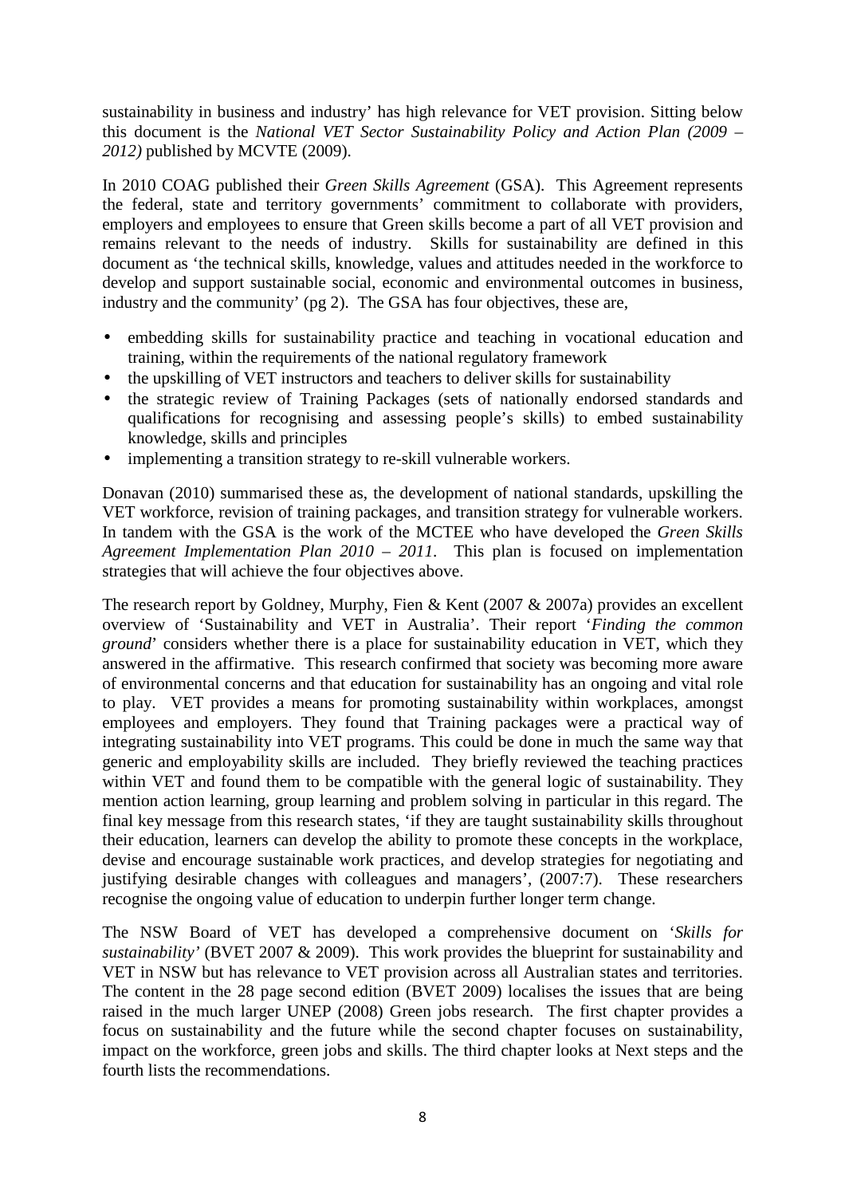sustainability in business and industry' has high relevance for VET provision. Sitting below this document is the *National VET Sector Sustainability Policy and Action Plan (2009 – 2012)* published by MCVTE (2009).

In 2010 COAG published their *Green Skills Agreement* (GSA). This Agreement represents the federal, state and territory governments' commitment to collaborate with providers, employers and employees to ensure that Green skills become a part of all VET provision and remains relevant to the needs of industry. Skills for sustainability are defined in this document as 'the technical skills, knowledge, values and attitudes needed in the workforce to develop and support sustainable social, economic and environmental outcomes in business, industry and the community' (pg 2). The GSA has four objectives, these are,

- embedding skills for sustainability practice and teaching in vocational education and training, within the requirements of the national regulatory framework
- the upskilling of VET instructors and teachers to deliver skills for sustainability
- the strategic review of Training Packages (sets of nationally endorsed standards and qualifications for recognising and assessing people's skills) to embed sustainability knowledge, skills and principles
- implementing a transition strategy to re-skill vulnerable workers.

Donavan (2010) summarised these as, the development of national standards, upskilling the VET workforce, revision of training packages, and transition strategy for vulnerable workers. In tandem with the GSA is the work of the MCTEE who have developed the *Green Skills Agreement Implementation Plan 2010 – 2011*. This plan is focused on implementation strategies that will achieve the four objectives above.

The research report by Goldney, Murphy, Fien & Kent (2007 & 2007a) provides an excellent overview of 'Sustainability and VET in Australia'. Their report '*Finding the common ground*' considers whether there is a place for sustainability education in VET, which they answered in the affirmative. This research confirmed that society was becoming more aware of environmental concerns and that education for sustainability has an ongoing and vital role to play. VET provides a means for promoting sustainability within workplaces, amongst employees and employers. They found that Training packages were a practical way of integrating sustainability into VET programs. This could be done in much the same way that generic and employability skills are included. They briefly reviewed the teaching practices within VET and found them to be compatible with the general logic of sustainability. They mention action learning, group learning and problem solving in particular in this regard. The final key message from this research states, 'if they are taught sustainability skills throughout their education, learners can develop the ability to promote these concepts in the workplace, devise and encourage sustainable work practices, and develop strategies for negotiating and justifying desirable changes with colleagues and managers', (2007:7). These researchers recognise the ongoing value of education to underpin further longer term change.

The NSW Board of VET has developed a comprehensive document on '*Skills for sustainability*' (BVET 2007 & 2009). This work provides the blueprint for sustainability and VET in NSW but has relevance to VET provision across all Australian states and territories. The content in the 28 page second edition (BVET 2009) localises the issues that are being raised in the much larger UNEP (2008) Green jobs research. The first chapter provides a focus on sustainability and the future while the second chapter focuses on sustainability, impact on the workforce, green jobs and skills. The third chapter looks at Next steps and the fourth lists the recommendations.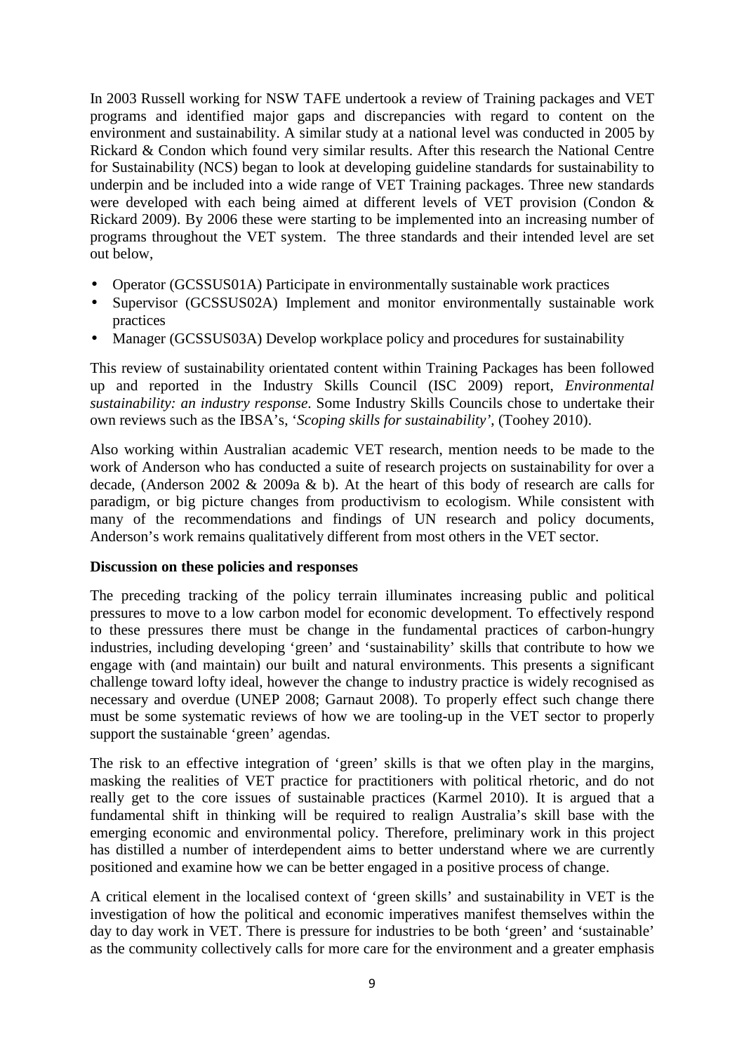In 2003 Russell working for NSW TAFE undertook a review of Training packages and VET programs and identified major gaps and discrepancies with regard to content on the environment and sustainability. A similar study at a national level was conducted in 2005 by Rickard & Condon which found very similar results. After this research the National Centre for Sustainability (NCS) began to look at developing guideline standards for sustainability to underpin and be included into a wide range of VET Training packages. Three new standards were developed with each being aimed at different levels of VET provision (Condon & Rickard 2009). By 2006 these were starting to be implemented into an increasing number of programs throughout the VET system. The three standards and their intended level are set out below,

- Operator (GCSSUS01A) Participate in environmentally sustainable work practices
- Supervisor (GCSSUS02A) Implement and monitor environmentally sustainable work practices
- Manager (GCSSUS03A) Develop workplace policy and procedures for sustainability

This review of sustainability orientated content within Training Packages has been followed up and reported in the Industry Skills Council (ISC 2009) report, *Environmental sustainability: an industry response*. Some Industry Skills Councils chose to undertake their own reviews such as the IBSA's, '*Scoping skills for sustainability'*, (Toohey 2010).

Also working within Australian academic VET research, mention needs to be made to the work of Anderson who has conducted a suite of research projects on sustainability for over a decade, (Anderson 2002 & 2009a & b). At the heart of this body of research are calls for paradigm, or big picture changes from productivism to ecologism. While consistent with many of the recommendations and findings of UN research and policy documents, Anderson's work remains qualitatively different from most others in the VET sector.

**Discussion on these policies and responses**

The preceding tracking of the policy terrain illuminates increasing public and political pressures to move to a low carbon model for economic development. To effectively respond to these pressures there must be change in the fundamental practices of carbon-hungry industries, including developing 'green' and 'sustainability' skills that contribute to how we engage with (and maintain) our built and natural environments. This presents a significant challenge toward lofty ideal, however the change to industry practice is widely recognised as necessary and overdue (UNEP 2008; Garnaut 2008). To properly effect such change there must be some systematic reviews of how we are tooling-up in the VET sector to properly support the sustainable 'green' agendas.

The risk to an effective integration of 'green' skills is that we often play in the margins, masking the realities of VET practice for practitioners with political rhetoric, and do not really get to the core issues of sustainable practices (Karmel 2010). It is argued that a fundamental shift in thinking will be required to realign Australia's skill base with the emerging economic and environmental policy. Therefore, preliminary work in this project has distilled a number of interdependent aims to better understand where we are currently positioned and examine how we can be better engaged in a positive process of change.

A critical element in the localised context of 'green skills' and sustainability in VET is the investigation of how the political and economic imperatives manifest themselves within the day to day work in VET. There is pressure for industries to be both 'green' and 'sustainable' as the community collectively calls for more care for the environment and a greater emphasis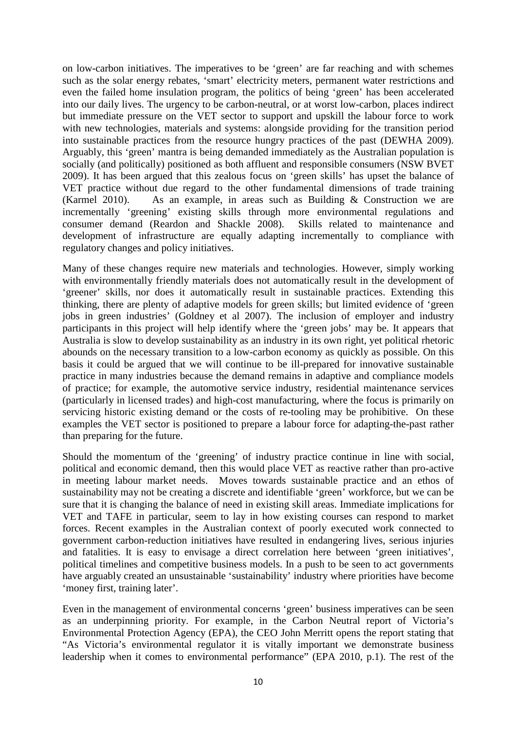on low-carbon initiatives. The imperatives to be 'green' are far reaching and with schemes such as the solar energy rebates, 'smart' electricity meters, permanent water restrictions and even the failed home insulation program, the politics of being 'green' has been accelerated into our daily lives. The urgency to be carbon-neutral, or at worst low-carbon, places indirect but immediate pressure on the VET sector to support and upskill the labour force to work with new technologies, materials and systems: alongside providing for the transition period into sustainable practices from the resource hungry practices of the past (DEWHA 2009). Arguably, this 'green' mantra is being demanded immediately as the Australian population is socially (and politically) positioned as both affluent and responsible consumers (NSW BVET 2009). It has been argued that this zealous focus on 'green skills' has upset the balance of VET practice without due regard to the other fundamental dimensions of trade training (Karmel 2010). As an example, in areas such as Building & Construction we are incrementally 'greening' existing skills through more environmental regulations and consumer demand (Reardon and Shackle 2008). Skills related to maintenance and development of infrastructure are equally adapting incrementally to compliance with regulatory changes and policy initiatives.

Many of these changes require new materials and technologies. However, simply working with environmentally friendly materials does not automatically result in the development of 'greener' skills, nor does it automatically result in sustainable practices. Extending this thinking, there are plenty of adaptive models for green skills; but limited evidence of 'green jobs in green industries' (Goldney et al 2007). The inclusion of employer and industry participants in this project will help identify where the 'green jobs' may be. It appears that Australia is slow to develop sustainability as an industry in its own right, yet political rhetoric abounds on the necessary transition to a low-carbon economy as quickly as possible. On this basis it could be argued that we will continue to be ill-prepared for innovative sustainable practice in many industries because the demand remains in adaptive and compliance models of practice; for example, the automotive service industry, residential maintenance services (particularly in licensed trades) and high-cost manufacturing, where the focus is primarily on servicing historic existing demand or the costs of re-tooling may be prohibitive. On these examples the VET sector is positioned to prepare a labour force for adapting-the-past rather than preparing for the future.

Should the momentum of the 'greening' of industry practice continue in line with social, political and economic demand, then this would place VET as reactive rather than pro-active in meeting labour market needs. Moves towards sustainable practice and an ethos of sustainability may not be creating a discrete and identifiable 'green' workforce, but we can be sure that it is changing the balance of need in existing skill areas. Immediate implications for VET and TAFE in particular, seem to lay in how existing courses can respond to market forces. Recent examples in the Australian context of poorly executed work connected to government carbon-reduction initiatives have resulted in endangering lives, serious injuries and fatalities. It is easy to envisage a direct correlation here between 'green initiatives', political timelines and competitive business models. In a push to be seen to act governments have arguably created an unsustainable 'sustainability' industry where priorities have become 'money first, training later'.

Even in the management of environmental concerns 'green' business imperatives can be seen as an underpinning priority. For example, in the Carbon Neutral report of Victoria's Environmental Protection Agency (EPA), the CEO John Merritt opens the report stating that "As Victoria's environmental regulator it is vitally important we demonstrate business leadership when it comes to environmental performance" (EPA 2010, p.1). The rest of the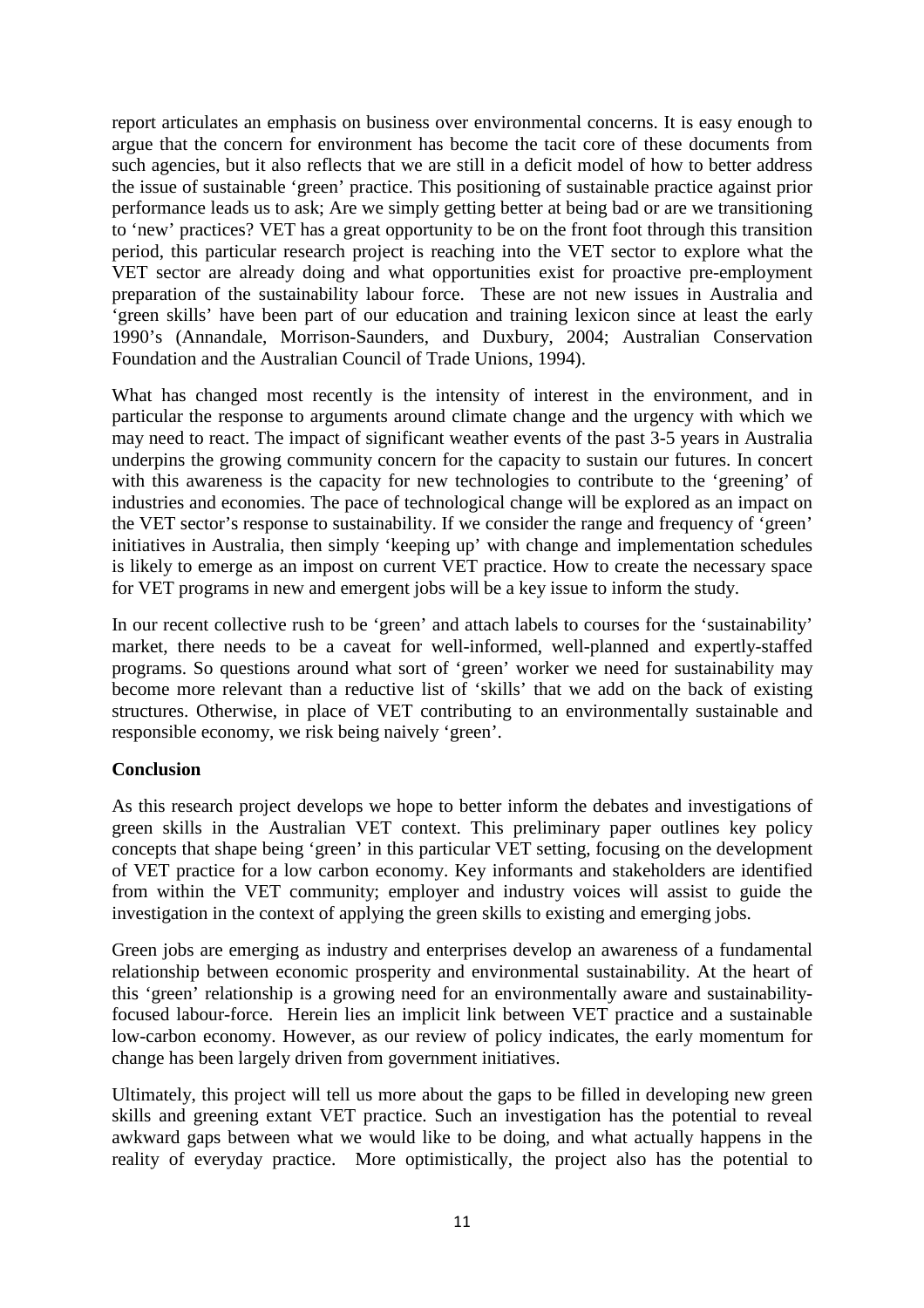report articulates an emphasis on business over environmental concerns. It is easy enough to argue that the concern for environment has become the tacit core of these documents from such agencies, but it also reflects that we are still in a deficit model of how to better address the issue of sustainable 'green' practice. This positioning of sustainable practice against prior performance leads us to ask; Are we simply getting better at being bad or are we transitioning to 'new' practices? VET has a great opportunity to be on the front foot through this transition period, this particular research project is reaching into the VET sector to explore what the VET sector are already doing and what opportunities exist for proactive pre-employment preparation of the sustainability labour force. These are not new issues in Australia and 'green skills' have been part of our education and training lexicon since at least the early 1990's (Annandale, Morrison-Saunders, and Duxbury, 2004; Australian Conservation Foundation and the Australian Council of Trade Unions, 1994).

What has changed most recently is the intensity of interest in the environment, and in particular the response to arguments around climate change and the urgency with which we may need to react. The impact of significant weather events of the past 3-5 years in Australia underpins the growing community concern for the capacity to sustain our futures. In concert with this awareness is the capacity for new technologies to contribute to the 'greening' of industries and economies. The pace of technological change will be explored as an impact on the VET sector's response to sustainability. If we consider the range and frequency of 'green' initiatives in Australia, then simply 'keeping up' with change and implementation schedules is likely to emerge as an impost on current VET practice. How to create the necessary space for VET programs in new and emergent jobs will be a key issue to inform the study.

In our recent collective rush to be 'green' and attach labels to courses for the 'sustainability' market, there needs to be a caveat for well-informed, well-planned and expertly-staffed programs. So questions around what sort of 'green' worker we need for sustainability may become more relevant than a reductive list of 'skills' that we add on the back of existing structures. Otherwise, in place of VET contributing to an environmentally sustainable and responsible economy, we risk being naively 'green'.

**Conclusion**

As this research project develops we hope to better inform the debates and investigations of green skills in the Australian VET context. This preliminary paper outlines key policy concepts that shape being 'green' in this particular VET setting, focusing on the development of VET practice for a low carbon economy. Key informants and stakeholders are identified from within the VET community; employer and industry voices will assist to guide the investigation in the context of applying the green skills to existing and emerging jobs.

Green jobs are emerging as industry and enterprises develop an awareness of a fundamental relationship between economic prosperity and environmental sustainability. At the heart of this 'green' relationship is a growing need for an environmentally aware and sustainability-focused labour-force. Herein lies an implicit link between VET practice and a sustainable low-carbon economy. However, as our review of policy indicates, the early momentum for change has been largely driven from government initiatives.

Ultimately, this project will tell us more about the gaps to be filled in developing new green skills and greening extant VET practice. Such an investigation has the potential to reveal awkward gaps between what we would like to be doing, and what actually happens in the reality of everyday practice. More optimistically, the project also has the potential to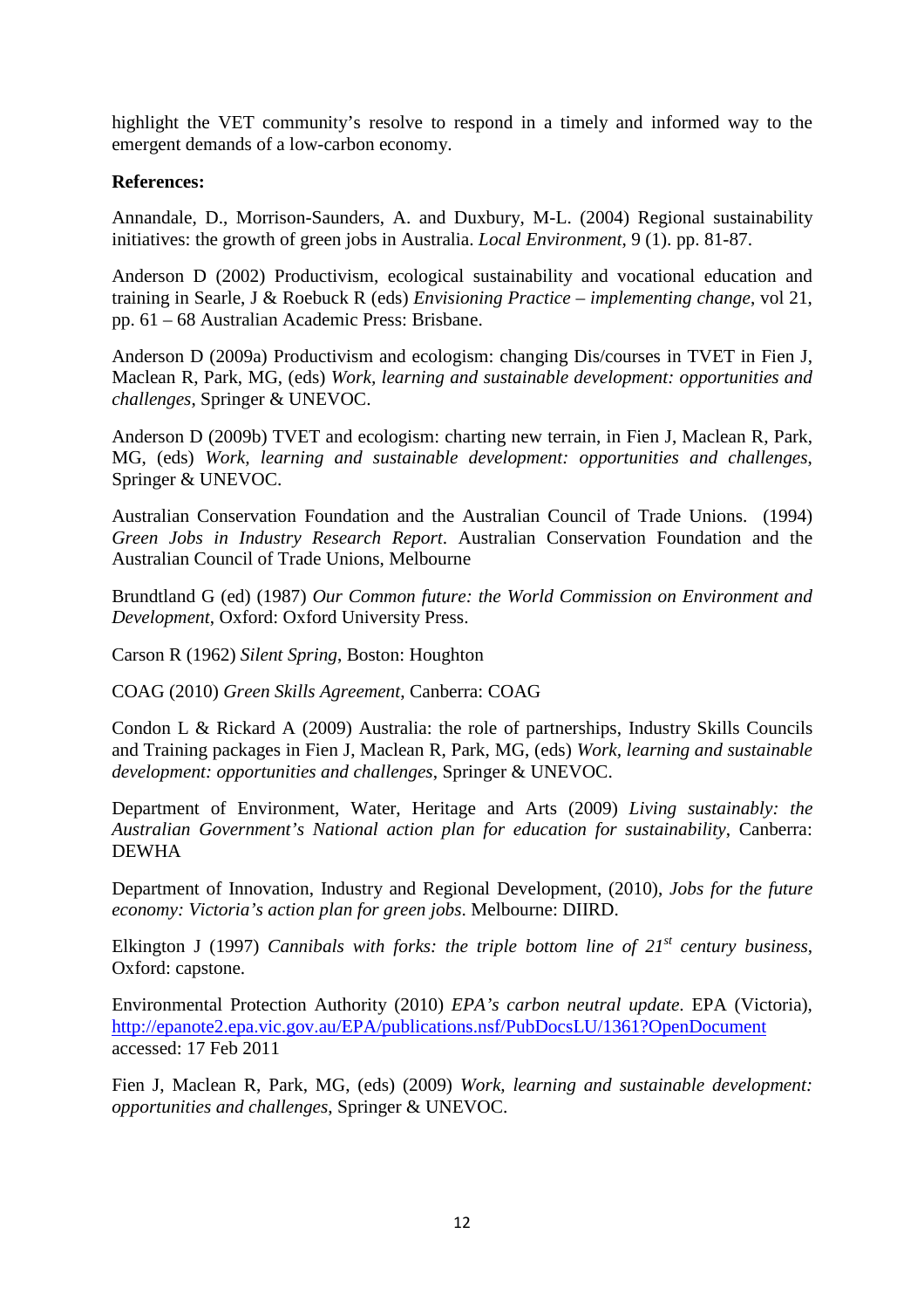highlight the VET community's resolve to respond in a timely and informed way to the emergent demands of a low-carbon economy.

**References:**

Annandale, D., Morrison-Saunders, A. and Duxbury, M-L. (2004) Regional sustainability initiatives: the growth of green jobs in Australia. *Local Environment*, 9 (1). pp. 81-87.

Anderson D (2002) Productivism, ecological sustainability and vocational education and training in Searle, J & Roebuck R (eds) *Envisioning Practice – implementing change*, vol 21, pp. 61 – 68 Australian Academic Press: Brisbane.

Anderson D (2009a) Productivism and ecologism: changing Dis/courses in TVET in Fien J, Maclean R, Park, MG, (eds) *Work, learning and sustainable development: opportunities and challenges*, Springer & UNEVOC.

Anderson D (2009b) TVET and ecologism: charting new terrain, in Fien J, Maclean R, Park, MG, (eds) *Work, learning and sustainable development: opportunities and challenges*, Springer & UNEVOC.

Australian Conservation Foundation and the Australian Council of Trade Unions. (1994) *Green Jobs in Industry Research Report*. Australian Conservation Foundation and the Australian Council of Trade Unions, Melbourne

Brundtland G (ed) (1987) *Our Common future: the World Commission on Environment and Development*, Oxford: Oxford University Press.

Carson R (1962) *Silent Spring*, Boston: Houghton

COAG (2010) *Green Skills Agreement*, Canberra: COAG

Condon L & Rickard A (2009) Australia: the role of partnerships, Industry Skills Councils and Training packages in Fien J, Maclean R, Park, MG, (eds) *Work, learning and sustainable development: opportunities and challenges*, Springer & UNEVOC.

Department of Environment, Water, Heritage and Arts (2009) *Living sustainably: the Australian Government's National action plan for education for sustainability*, Canberra: DEWHA

Department of Innovation, Industry and Regional Development, (2010), *Jobs for the future economy: Victoria's action plan for green jobs*. Melbourne: DIIRD.

Elkington J (1997) *Cannibals with forks: the triple bottom line of 21st century business*, Oxford: capstone.

Environmental Protection Authority (2010) *EPA's carbon neutral update*. EPA (Victoria), http://epanote2.epa.vic.gov.au/EPA/publications.nsf/PubDocsLU/1361?OpenDocument accessed: 17 Feb 2011

Fien J, Maclean R, Park, MG, (eds) (2009) *Work, learning and sustainable development: opportunities and challenges*, Springer & UNEVOC.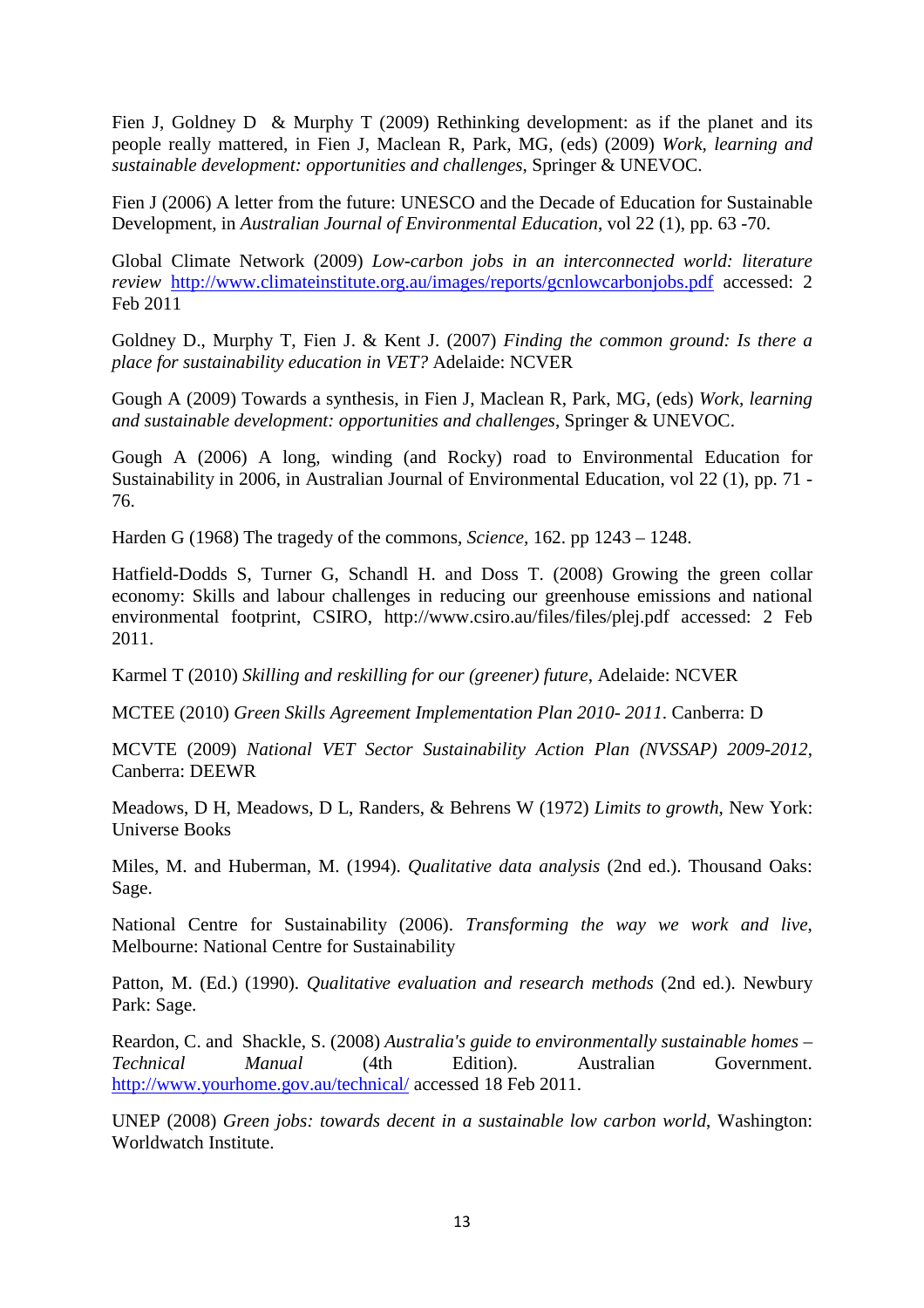Fien J, Goldney D & Murphy T (2009) Rethinking development: as if the planet and its people really mattered, in Fien J, Maclean R, Park, MG, (eds) (2009) *Work, learning and sustainable development: opportunities and challenges*, Springer & UNEVOC.

Fien J (2006) A letter from the future: UNESCO and the Decade of Education for Sustainable Development, in *Australian Journal of Environmental Education*, vol 22 (1), pp. 63 -70.

Global Climate Network (2009) *Low-carbon jobs in an interconnected world: literature review* http://www.climateinstitute.org.au/images/reports/gcnlowcarbonjobs.pdf accessed: 2 Feb 2011

Goldney D., Murphy T, Fien J. & Kent J. (2007) *Finding the common ground: Is there a place for sustainability education in VET?* Adelaide: NCVER

Gough A (2009) Towards a synthesis, in Fien J, Maclean R, Park, MG, (eds) *Work, learning and sustainable development: opportunities and challenges*, Springer & UNEVOC.

Gough A (2006) A long, winding (and Rocky) road to Environmental Education for Sustainability in 2006, in Australian Journal of Environmental Education, vol 22 (1), pp. 71 - 76.

Harden G (1968) The tragedy of the commons, *Science*, 162. pp 1243 – 1248.

Hatfield-Dodds S, Turner G, Schandl H. and Doss T. (2008) Growing the green collar economy: Skills and labour challenges in reducing our greenhouse emissions and national environmental footprint, CSIRO, http://www.csiro.au/files/files/plej.pdf accessed: 2 Feb 2011.

Karmel T (2010) *Skilling and reskilling for our (greener) future*, Adelaide: NCVER

MCTEE (2010) *Green Skills Agreement Implementation Plan 2010- 2011*. Canberra: D

MCVTE (2009) *National VET Sector Sustainability Action Plan (NVSSAP) 2009-2012*, Canberra: DEEWR

Meadows, D H, Meadows, D L, Randers, & Behrens W (1972) *Limits to growth*, New York: Universe Books

Miles, M. and Huberman, M. (1994). *Qualitative data analysis* (2nd ed.). Thousand Oaks: Sage.

National Centre for Sustainability (2006). *Transforming the way we work and live*, Melbourne: National Centre for Sustainability

Patton, M. (Ed.) (1990). *Qualitative evaluation and research methods* (2nd ed.). Newbury Park: Sage.

Reardon, C. and Shackle, S. (2008) *Australia's guide to environmentally sustainable homes – Technical Manual* (4th Edition). Australian Government. http://www.yourhome.gov.au/technical/ accessed 18 Feb 2011.

UNEP (2008) *Green jobs: towards decent in a sustainable low carbon world*, Washington: Worldwatch Institute.